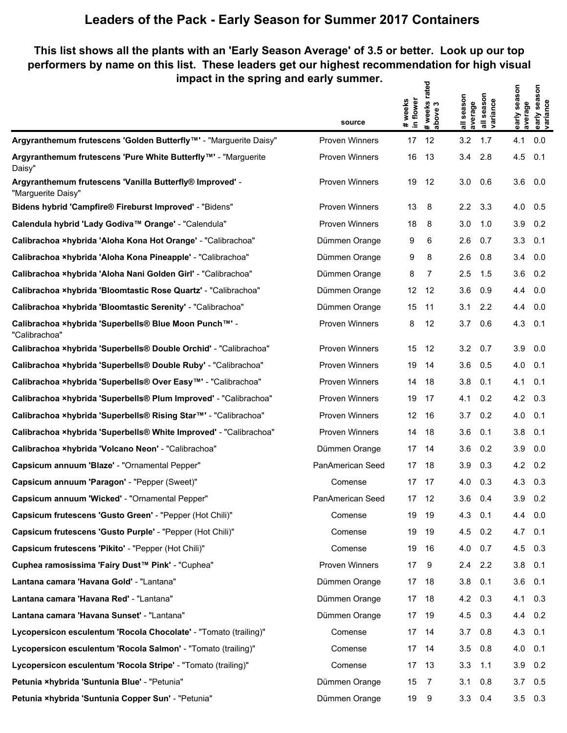# Leaders of the Pack - Early Season for Summer 2017 Containers

## This list shows all the plants with an 'Early Season Average' of 3.5 or better. Look up our top performers by name on this list. These leaders get our highest recommendation for high visual impact in the spring and early summer.

| | source | # weeks in flower | # weeks rated above 3 | all season average | all season variance | early season average | early season variance |
|---|---|---|---|---|---|---|---|
| **Argyranthemum frutescens 'Golden Butterfly™'** - "Marguerite Daisy" | Proven Winners | 17 | 12 | 3.2 | 1.7 | 4.1 | 0.0 |
| **Argyranthemum frutescens 'Pure White Butterfly™'** - "Marguerite Daisy" | Proven Winners | 16 | 13 | 3.4 | 2.8 | 4.5 | 0.1 |
| **Argyranthemum frutescens 'Vanilla Butterfly® Improved'** - "Marguerite Daisy" | Proven Winners | 19 | 12 | 3.0 | 0.6 | 3.6 | 0.0 |
| **Bidens hybrid 'Campfire® Fireburst Improved'** - "Bidens" | Proven Winners | 13 | 8 | 2.2 | 3.3 | 4.0 | 0.5 |
| **Calendula hybrid 'Lady Godiva™ Orange'** - "Calendula" | Proven Winners | 18 | 8 | 3.0 | 1.0 | 3.9 | 0.2 |
| **Calibrachoa ×hybrida 'Aloha Kona Hot Orange'** - "Calibrachoa" | Dümmen Orange | 9 | 6 | 2.6 | 0.7 | 3.3 | 0.1 |
| **Calibrachoa ×hybrida 'Aloha Kona Pineapple'** - "Calibrachoa" | Dümmen Orange | 9 | 8 | 2.6 | 0.8 | 3.4 | 0.0 |
| **Calibrachoa ×hybrida 'Aloha Nani Golden Girl'** - "Calibrachoa" | Dümmen Orange | 8 | 7 | 2.5 | 1.5 | 3.6 | 0.2 |
| **Calibrachoa ×hybrida 'Bloomtastic Rose Quartz'** - "Calibrachoa" | Dümmen Orange | 12 | 12 | 3.6 | 0.9 | 4.4 | 0.0 |
| **Calibrachoa ×hybrida 'Bloomtastic Serenity'** - "Calibrachoa" | Dümmen Orange | 15 | 11 | 3.1 | 2.2 | 4.4 | 0.0 |
| **Calibrachoa ×hybrida 'Superbells® Blue Moon Punch™'** - "Calibrachoa" | Proven Winners | 8 | 12 | 3.7 | 0.6 | 4.3 | 0.1 |
| **Calibrachoa ×hybrida 'Superbells® Double Orchid'** - "Calibrachoa" | Proven Winners | 15 | 12 | 3.2 | 0.7 | 3.9 | 0.0 |
| **Calibrachoa ×hybrida 'Superbells® Double Ruby'** - "Calibrachoa" | Proven Winners | 19 | 14 | 3.6 | 0.5 | 4.0 | 0.1 |
| **Calibrachoa ×hybrida 'Superbells® Over Easy™'** - "Calibrachoa" | Proven Winners | 14 | 18 | 3.8 | 0.1 | 4.1 | 0.1 |
| **Calibrachoa ×hybrida 'Superbells® Plum Improved'** - "Calibrachoa" | Proven Winners | 19 | 17 | 4.1 | 0.2 | 4.2 | 0.3 |
| **Calibrachoa ×hybrida 'Superbells® Rising Star™'** - "Calibrachoa" | Proven Winners | 12 | 16 | 3.7 | 0.2 | 4.0 | 0.1 |
| **Calibrachoa ×hybrida 'Superbells® White Improved'** - "Calibrachoa" | Proven Winners | 14 | 18 | 3.6 | 0.1 | 3.8 | 0.1 |
| **Calibrachoa ×hybrida 'Volcano Neon'** - "Calibrachoa" | Dümmen Orange | 17 | 14 | 3.6 | 0.2 | 3.9 | 0.0 |
| **Capsicum annuum 'Blaze'** - "Ornamental Pepper" | PanAmerican Seed | 17 | 18 | 3.9 | 0.3 | 4.2 | 0.2 |
| **Capsicum annuum 'Paragon'** - "Pepper (Sweet)" | Comense | 17 | 17 | 4.0 | 0.3 | 4.3 | 0.3 |
| **Capsicum annuum 'Wicked'** - "Ornamental Pepper" | PanAmerican Seed | 17 | 12 | 3.6 | 0.4 | 3.9 | 0.2 |
| **Capsicum frutescens 'Gusto Green'** - "Pepper (Hot Chili)" | Comense | 19 | 19 | 4.3 | 0.1 | 4.4 | 0.0 |
| **Capsicum frutescens 'Gusto Purple'** - "Pepper (Hot Chili)" | Comense | 19 | 19 | 4.5 | 0.2 | 4.7 | 0.1 |
| **Capsicum frutescens 'Pikito'** - "Pepper (Hot Chili)" | Comense | 19 | 16 | 4.0 | 0.7 | 4.5 | 0.3 |
| **Cuphea ramosissima 'Fairy Dust™ Pink'** - "Cuphea" | Proven Winners | 17 | 9 | 2.4 | 2.2 | 3.8 | 0.1 |
| **Lantana camara 'Havana Gold'** - "Lantana" | Dümmen Orange | 17 | 18 | 3.8 | 0.1 | 3.6 | 0.1 |
| **Lantana camara 'Havana Red'** - "Lantana" | Dümmen Orange | 17 | 18 | 4.2 | 0.3 | 4.1 | 0.3 |
| **Lantana camara 'Havana Sunset'** - "Lantana" | Dümmen Orange | 17 | 19 | 4.5 | 0.3 | 4.4 | 0.2 |
| **Lycopersicon esculentum 'Rocola Chocolate'** - "Tomato (trailing)" | Comense | 17 | 14 | 3.7 | 0.8 | 4.3 | 0.1 |
| **Lycopersicon esculentum 'Rocola Salmon'** - "Tomato (trailing)" | Comense | 17 | 14 | 3.5 | 0.8 | 4.0 | 0.1 |
| **Lycopersicon esculentum 'Rocola Stripe'** - "Tomato (trailing)" | Comense | 17 | 13 | 3.3 | 1.1 | 3.9 | 0.2 |
| **Petunia ×hybrida 'Suntunia Blue'** - "Petunia" | Dümmen Orange | 15 | 7 | 3.1 | 0.8 | 3.7 | 0.5 |
| **Petunia ×hybrida 'Suntunia Copper Sun'** - "Petunia" | Dümmen Orange | 19 | 9 | 3.3 | 0.4 | 3.5 | 0.3 |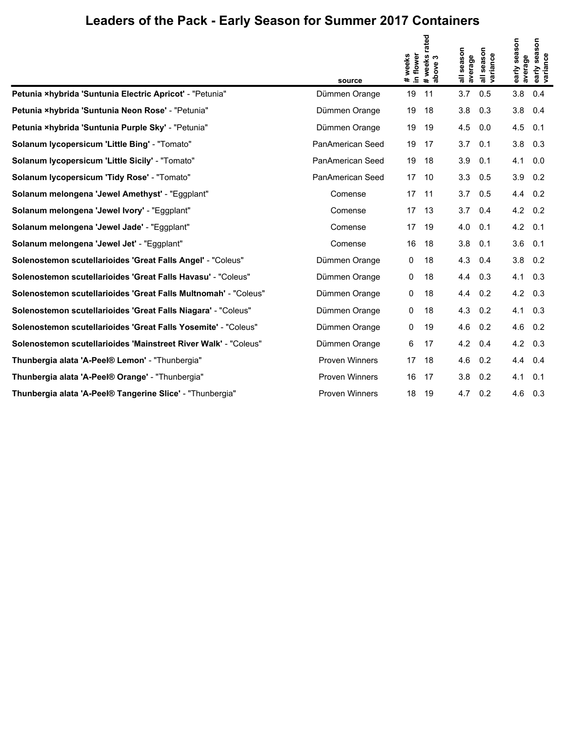# Leaders of the Pack - Early Season for Summer 2017 Containers

| | source | # weeks in flower | # weeks rated above 3 | all season average | all season variance | early season average | early season variance |
|---|---|---|---|---|---|---|---|
| **Petunia ×hybrida 'Suntunia Electric Apricot'** - "Petunia" | Dümmen Orange | 19 | 11 | 3.7 | 0.5 | 3.8 | 0.4 |
| **Petunia ×hybrida 'Suntunia Neon Rose'** - "Petunia" | Dümmen Orange | 19 | 18 | 3.8 | 0.3 | 3.8 | 0.4 |
| **Petunia ×hybrida 'Suntunia Purple Sky'** - "Petunia" | Dümmen Orange | 19 | 19 | 4.5 | 0.0 | 4.5 | 0.1 |
| **Solanum lycopersicum 'Little Bing'** - "Tomato" | PanAmerican Seed | 19 | 17 | 3.7 | 0.1 | 3.8 | 0.3 |
| **Solanum lycopersicum 'Little Sicily'** - "Tomato" | PanAmerican Seed | 19 | 18 | 3.9 | 0.1 | 4.1 | 0.0 |
| **Solanum lycopersicum 'Tidy Rose'** - "Tomato" | PanAmerican Seed | 17 | 10 | 3.3 | 0.5 | 3.9 | 0.2 |
| **Solanum melongena 'Jewel Amethyst'** - "Eggplant" | Comense | 17 | 11 | 3.7 | 0.5 | 4.4 | 0.2 |
| **Solanum melongena 'Jewel Ivory'** - "Eggplant" | Comense | 17 | 13 | 3.7 | 0.4 | 4.2 | 0.2 |
| **Solanum melongena 'Jewel Jade'** - "Eggplant" | Comense | 17 | 19 | 4.0 | 0.1 | 4.2 | 0.1 |
| **Solanum melongena 'Jewel Jet'** - "Eggplant" | Comense | 16 | 18 | 3.8 | 0.1 | 3.6 | 0.1 |
| **Solenostemon scutellarioides 'Great Falls Angel'** - "Coleus" | Dümmen Orange | 0 | 18 | 4.3 | 0.4 | 3.8 | 0.2 |
| **Solenostemon scutellarioides 'Great Falls Havasu'** - "Coleus" | Dümmen Orange | 0 | 18 | 4.4 | 0.3 | 4.1 | 0.3 |
| **Solenostemon scutellarioides 'Great Falls Multnomah'** - "Coleus" | Dümmen Orange | 0 | 18 | 4.4 | 0.2 | 4.2 | 0.3 |
| **Solenostemon scutellarioides 'Great Falls Niagara'** - "Coleus" | Dümmen Orange | 0 | 18 | 4.3 | 0.2 | 4.1 | 0.3 |
| **Solenostemon scutellarioides 'Great Falls Yosemite'** - "Coleus" | Dümmen Orange | 0 | 19 | 4.6 | 0.2 | 4.6 | 0.2 |
| **Solenostemon scutellarioides 'Mainstreet River Walk'** - "Coleus" | Dümmen Orange | 6 | 17 | 4.2 | 0.4 | 4.2 | 0.3 |
| **Thunbergia alata 'A-Peel® Lemon'** - "Thunbergia" | Proven Winners | 17 | 18 | 4.6 | 0.2 | 4.4 | 0.4 |
| **Thunbergia alata 'A-Peel® Orange'** - "Thunbergia" | Proven Winners | 16 | 17 | 3.8 | 0.2 | 4.1 | 0.1 |
| **Thunbergia alata 'A-Peel® Tangerine Slice'** - "Thunbergia" | Proven Winners | 18 | 19 | 4.7 | 0.2 | 4.6 | 0.3 |